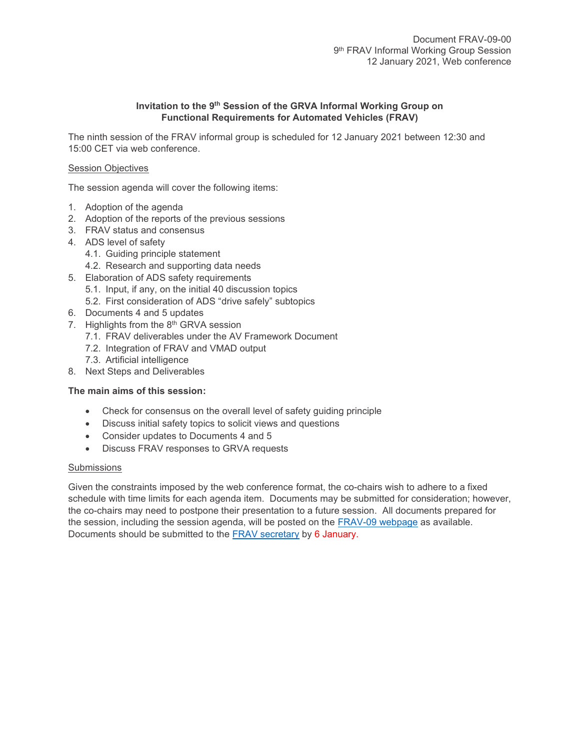Document FRAV-09-00
9th FRAV Informal Working Group Session
12 January 2021, Web conference

**Invitation to the 9th Session of the GRVA Informal Working Group on Functional Requirements for Automated Vehicles (FRAV)**

The ninth session of the FRAV informal group is scheduled for 12 January 2021 between 12:30 and 15:00 CET via web conference.

Session Objectives

The session agenda will cover the following items:

1. Adoption of the agenda
2. Adoption of the reports of the previous sessions
3. FRAV status and consensus
4. ADS level of safety
   4.1. Guiding principle statement
   4.2. Research and supporting data needs
5. Elaboration of ADS safety requirements
   5.1. Input, if any, on the initial 40 discussion topics
   5.2. First consideration of ADS "drive safely" subtopics
6. Documents 4 and 5 updates
7. Highlights from the 8th GRVA session
   7.1. FRAV deliverables under the AV Framework Document
   7.2. Integration of FRAV and VMAD output
   7.3. Artificial intelligence
8. Next Steps and Deliverables

**The main aims of this session:**

- Check for consensus on the overall level of safety guiding principle
- Discuss initial safety topics to solicit views and questions
- Consider updates to Documents 4 and 5
- Discuss FRAV responses to GRVA requests

Submissions

Given the constraints imposed by the web conference format, the co-chairs wish to adhere to a fixed schedule with time limits for each agenda item. Documents may be submitted for consideration; however, the co-chairs may need to postpone their presentation to a future session. All documents prepared for the session, including the session agenda, will be posted on the FRAV-09 webpage as available. Documents should be submitted to the FRAV secretary by 6 January.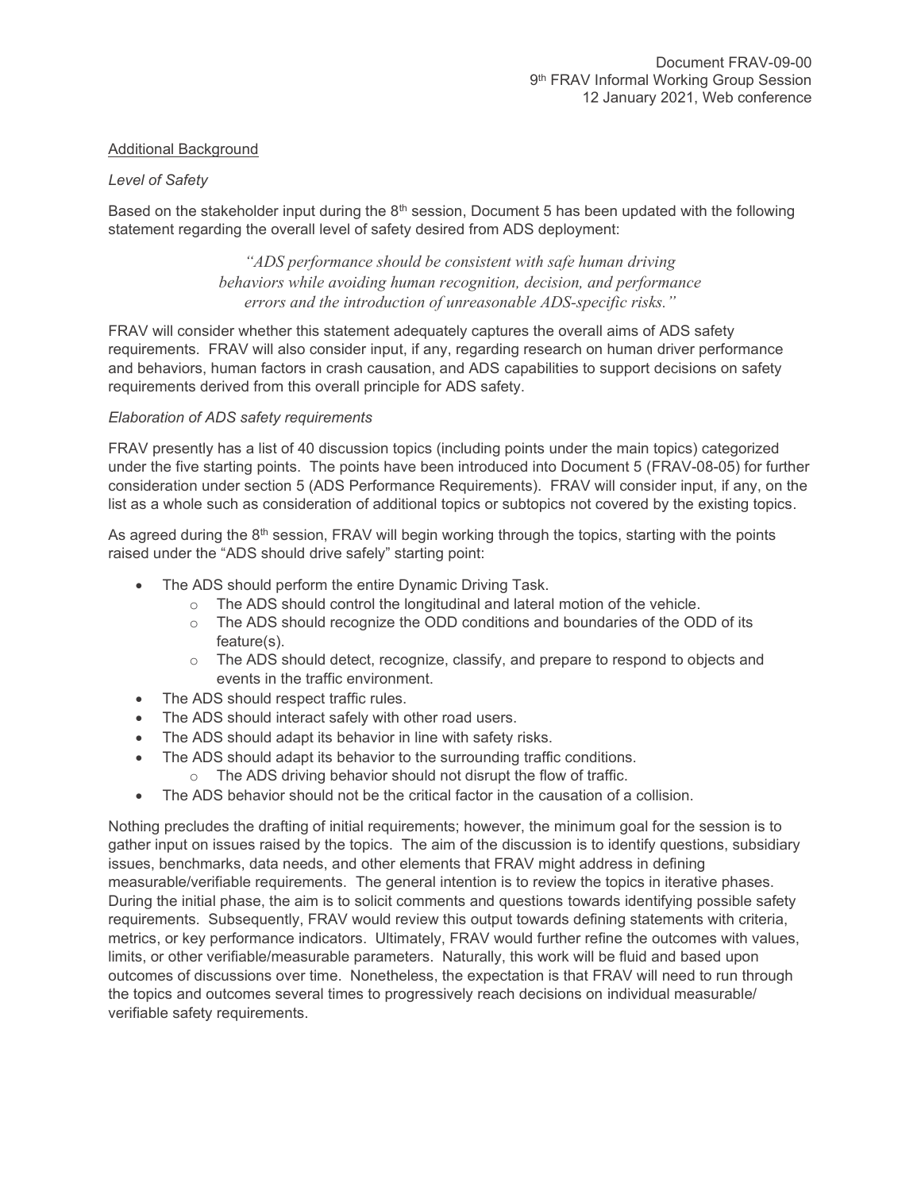Additional Background

*Level of Safety*

Based on the stakeholder input during the 8th session, Document 5 has been updated with the following statement regarding the overall level of safety desired from ADS deployment:

> *"ADS performance should be consistent with safe human driving behaviors while avoiding human recognition, decision, and performance errors and the introduction of unreasonable ADS-specific risks."*

FRAV will consider whether this statement adequately captures the overall aims of ADS safety requirements. FRAV will also consider input, if any, regarding research on human driver performance and behaviors, human factors in crash causation, and ADS capabilities to support decisions on safety requirements derived from this overall principle for ADS safety.

*Elaboration of ADS safety requirements*

FRAV presently has a list of 40 discussion topics (including points under the main topics) categorized under the five starting points. The points have been introduced into Document 5 (FRAV-08-05) for further consideration under section 5 (ADS Performance Requirements). FRAV will consider input, if any, on the list as a whole such as consideration of additional topics or subtopics not covered by the existing topics.

As agreed during the 8th session, FRAV will begin working through the topics, starting with the points raised under the "ADS should drive safely" starting point:

- The ADS should perform the entire Dynamic Driving Task.
  - The ADS should control the longitudinal and lateral motion of the vehicle.
  - The ADS should recognize the ODD conditions and boundaries of the ODD of its feature(s).
  - The ADS should detect, recognize, classify, and prepare to respond to objects and events in the traffic environment.
- The ADS should respect traffic rules.
- The ADS should interact safely with other road users.
- The ADS should adapt its behavior in line with safety risks.
- The ADS should adapt its behavior to the surrounding traffic conditions.
  - The ADS driving behavior should not disrupt the flow of traffic.
- The ADS behavior should not be the critical factor in the causation of a collision.

Nothing precludes the drafting of initial requirements; however, the minimum goal for the session is to gather input on issues raised by the topics. The aim of the discussion is to identify questions, subsidiary issues, benchmarks, data needs, and other elements that FRAV might address in defining measurable/verifiable requirements. The general intention is to review the topics in iterative phases. During the initial phase, the aim is to solicit comments and questions towards identifying possible safety requirements. Subsequently, FRAV would review this output towards defining statements with criteria, metrics, or key performance indicators. Ultimately, FRAV would further refine the outcomes with values, limits, or other verifiable/measurable parameters. Naturally, this work will be fluid and based upon outcomes of discussions over time. Nonetheless, the expectation is that FRAV will need to run through the topics and outcomes several times to progressively reach decisions on individual measurable/ verifiable safety requirements.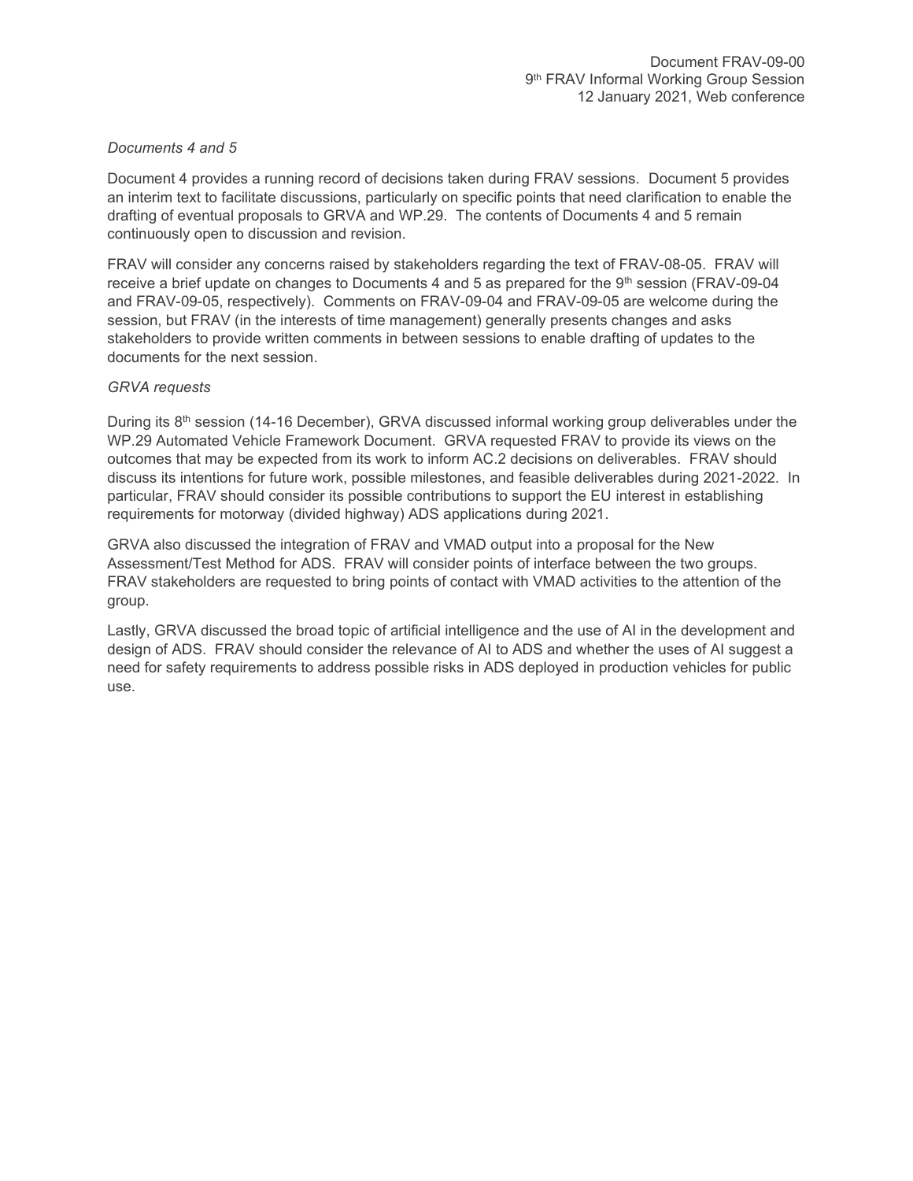*Documents 4 and 5*

Document 4 provides a running record of decisions taken during FRAV sessions. Document 5 provides an interim text to facilitate discussions, particularly on specific points that need clarification to enable the drafting of eventual proposals to GRVA and WP.29. The contents of Documents 4 and 5 remain continuously open to discussion and revision.

FRAV will consider any concerns raised by stakeholders regarding the text of FRAV-08-05. FRAV will receive a brief update on changes to Documents 4 and 5 as prepared for the 9th session (FRAV-09-04 and FRAV-09-05, respectively). Comments on FRAV-09-04 and FRAV-09-05 are welcome during the session, but FRAV (in the interests of time management) generally presents changes and asks stakeholders to provide written comments in between sessions to enable drafting of updates to the documents for the next session.

*GRVA requests*

During its 8th session (14-16 December), GRVA discussed informal working group deliverables under the WP.29 Automated Vehicle Framework Document. GRVA requested FRAV to provide its views on the outcomes that may be expected from its work to inform AC.2 decisions on deliverables. FRAV should discuss its intentions for future work, possible milestones, and feasible deliverables during 2021-2022. In particular, FRAV should consider its possible contributions to support the EU interest in establishing requirements for motorway (divided highway) ADS applications during 2021.

GRVA also discussed the integration of FRAV and VMAD output into a proposal for the New Assessment/Test Method for ADS. FRAV will consider points of interface between the two groups. FRAV stakeholders are requested to bring points of contact with VMAD activities to the attention of the group.

Lastly, GRVA discussed the broad topic of artificial intelligence and the use of AI in the development and design of ADS. FRAV should consider the relevance of AI to ADS and whether the uses of AI suggest a need for safety requirements to address possible risks in ADS deployed in production vehicles for public use.